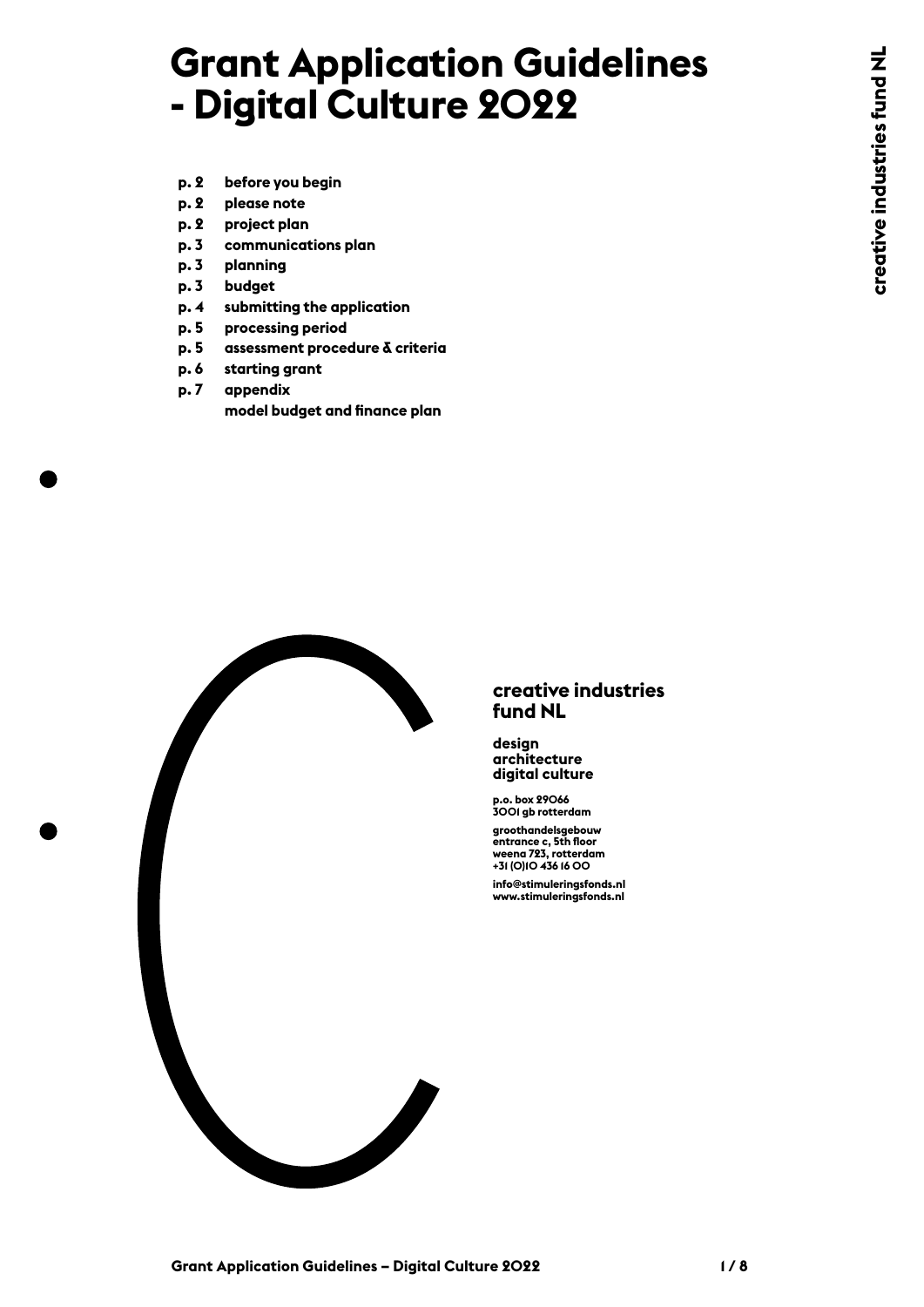# Grant Application Guidelines - Digital Culture 2022

- **p. 2** **before you begin**
- **p. 2** **please note**
- **p. 2** **project plan**
- **p. 3** **communications plan**
- **p. 3** **planning**
- **p. 3** **budget**
- **p. 4** **submitting the application**
- **p. 5** **processing period**
- **p. 5** **assessment procedure & criteria**
- **p. 6** **starting grant**
- **p. 7** **appendix**
  **model budget and finance plan**

**creative industries fund NL**

**design**
**architecture**
**digital culture**

**p.o. box 29066**
**3001 gb rotterdam**

**groothandelsgebouw**
**entrance c, 5th floor**
**weena 723, rotterdam**
**+31 (0)10 436 16 00**

**info@stimuleringsfonds.nl**
**www.stimuleringsfonds.nl**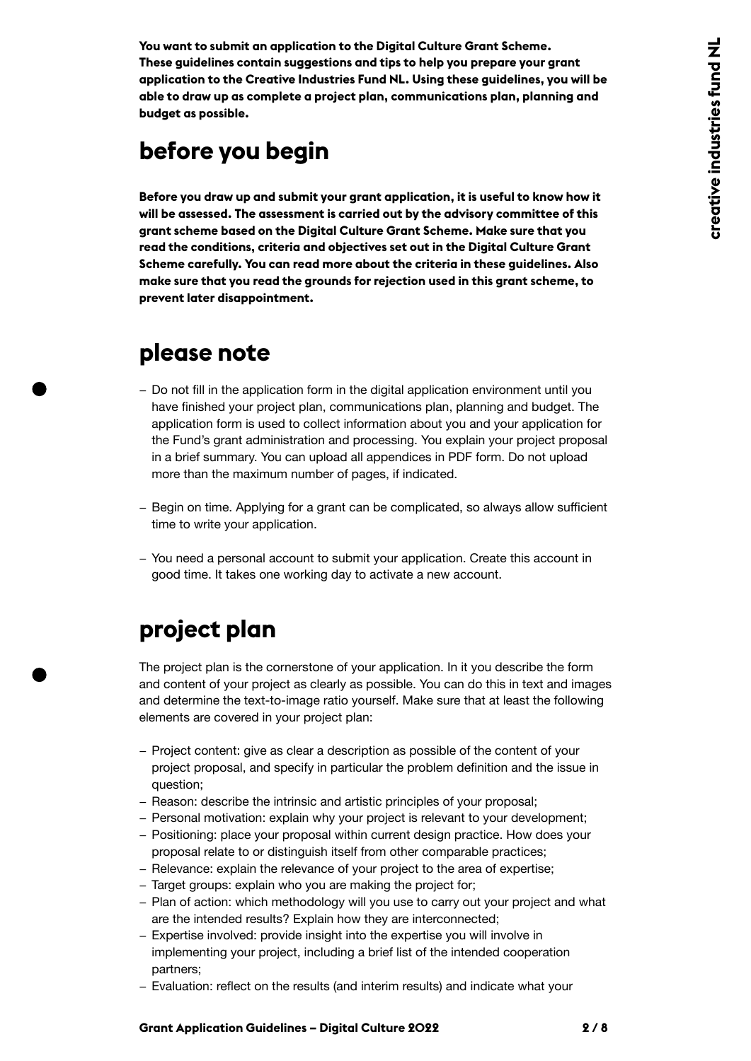**You want to submit an application to the Digital Culture Grant Scheme. These guidelines contain suggestions and tips to help you prepare your grant application to the Creative Industries Fund NL. Using these guidelines, you will be able to draw up as complete a project plan, communications plan, planning and budget as possible.**

## before you begin

**Before you draw up and submit your grant application, it is useful to know how it will be assessed. The assessment is carried out by the advisory committee of this grant scheme based on the Digital Culture Grant Scheme. Make sure that you read the conditions, criteria and objectives set out in the Digital Culture Grant Scheme carefully. You can read more about the criteria in these guidelines. Also make sure that you read the grounds for rejection used in this grant scheme, to prevent later disappointment.**

## please note

- Do not fill in the application form in the digital application environment until you have finished your project plan, communications plan, planning and budget. The application form is used to collect information about you and your application for the Fund's grant administration and processing. You explain your project proposal in a brief summary. You can upload all appendices in PDF form. Do not upload more than the maximum number of pages, if indicated.

- Begin on time. Applying for a grant can be complicated, so always allow sufficient time to write your application.

- You need a personal account to submit your application. Create this account in good time. It takes one working day to activate a new account.

## project plan

The project plan is the cornerstone of your application. In it you describe the form and content of your project as clearly as possible. You can do this in text and images and determine the text-to-image ratio yourself. Make sure that at least the following elements are covered in your project plan:

- Project content: give as clear a description as possible of the content of your project proposal, and specify in particular the problem definition and the issue in question;
- Reason: describe the intrinsic and artistic principles of your proposal;
- Personal motivation: explain why your project is relevant to your development;
- Positioning: place your proposal within current design practice. How does your proposal relate to or distinguish itself from other comparable practices;
- Relevance: explain the relevance of your project to the area of expertise;
- Target groups: explain who you are making the project for;
- Plan of action: which methodology will you use to carry out your project and what are the intended results? Explain how they are interconnected;
- Expertise involved: provide insight into the expertise you will involve in implementing your project, including a brief list of the intended cooperation partners;
- Evaluation: reflect on the results (and interim results) and indicate what your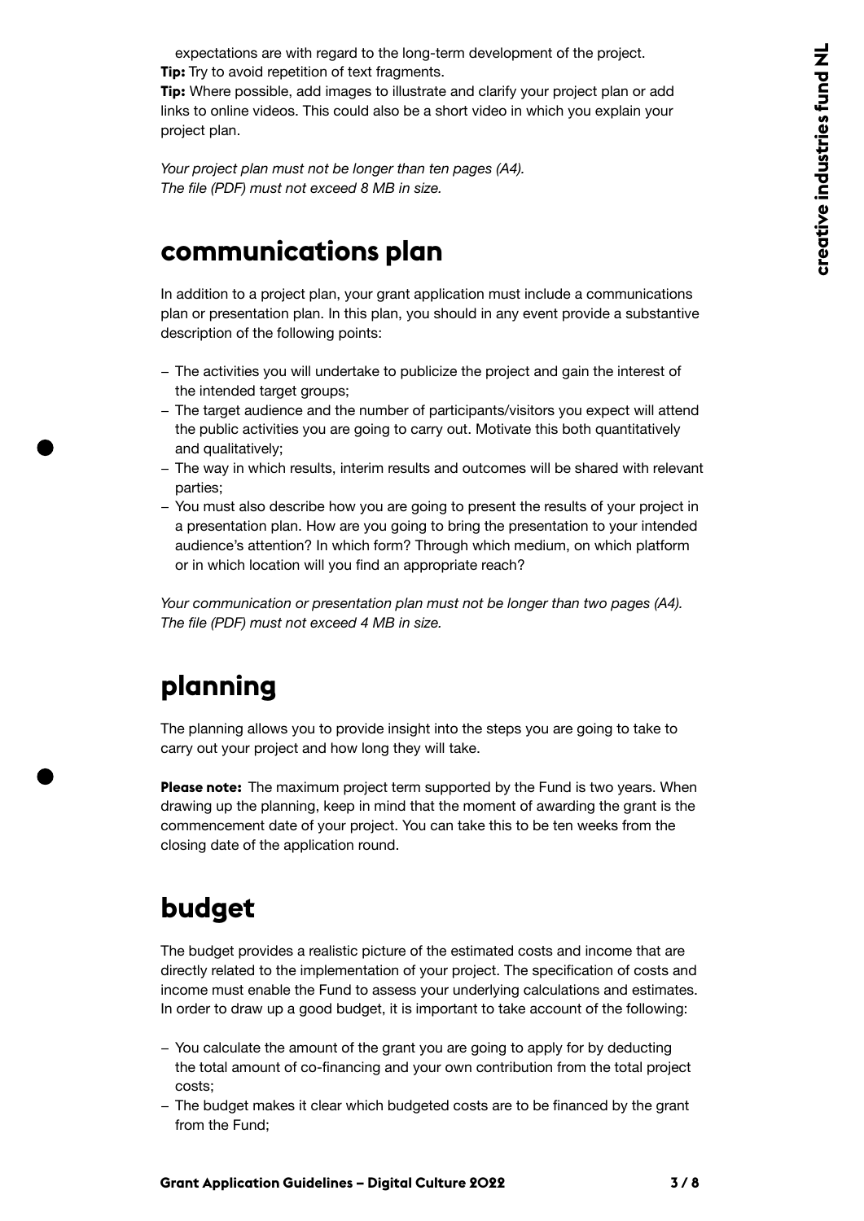expectations are with regard to the long-term development of the project.

**Tip:** Try to avoid repetition of text fragments.

**Tip:** Where possible, add images to illustrate and clarify your project plan or add links to online videos. This could also be a short video in which you explain your project plan.

*Your project plan must not be longer than ten pages (A4).*
*The file (PDF) must not exceed 8 MB in size.*

## communications plan

In addition to a project plan, your grant application must include a communications plan or presentation plan. In this plan, you should in any event provide a substantive description of the following points:

- The activities you will undertake to publicize the project and gain the interest of the intended target groups;
- The target audience and the number of participants/visitors you expect will attend the public activities you are going to carry out. Motivate this both quantitatively and qualitatively;
- The way in which results, interim results and outcomes will be shared with relevant parties;
- You must also describe how you are going to present the results of your project in a presentation plan. How are you going to bring the presentation to your intended audience's attention? In which form? Through which medium, on which platform or in which location will you find an appropriate reach?

*Your communication or presentation plan must not be longer than two pages (A4).*
*The file (PDF) must not exceed 4 MB in size.*

## planning

The planning allows you to provide insight into the steps you are going to take to carry out your project and how long they will take.

**Please note:** The maximum project term supported by the Fund is two years. When drawing up the planning, keep in mind that the moment of awarding the grant is the commencement date of your project. You can take this to be ten weeks from the closing date of the application round.

## budget

The budget provides a realistic picture of the estimated costs and income that are directly related to the implementation of your project. The specification of costs and income must enable the Fund to assess your underlying calculations and estimates. In order to draw up a good budget, it is important to take account of the following:

- You calculate the amount of the grant you are going to apply for by deducting the total amount of co-financing and your own contribution from the total project costs;
- The budget makes it clear which budgeted costs are to be financed by the grant from the Fund;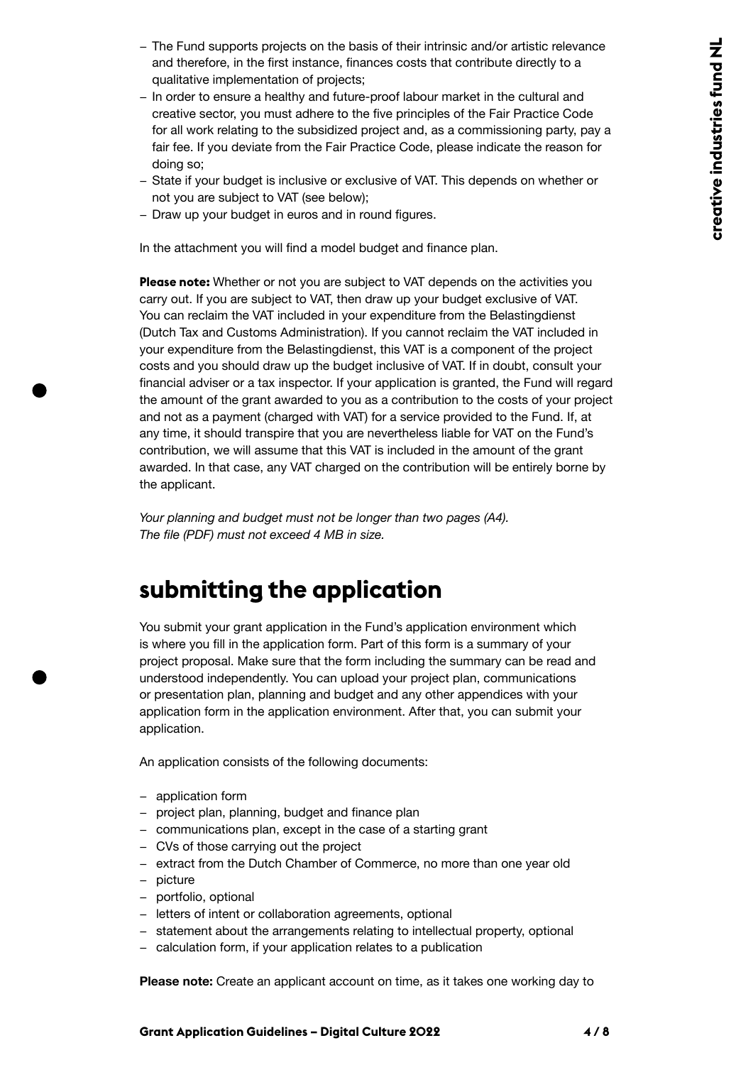- The Fund supports projects on the basis of their intrinsic and/or artistic relevance and therefore, in the first instance, finances costs that contribute directly to a qualitative implementation of projects;
- In order to ensure a healthy and future-proof labour market in the cultural and creative sector, you must adhere to the five principles of the Fair Practice Code for all work relating to the subsidized project and, as a commissioning party, pay a fair fee. If you deviate from the Fair Practice Code, please indicate the reason for doing so;
- State if your budget is inclusive or exclusive of VAT. This depends on whether or not you are subject to VAT (see below);
- Draw up your budget in euros and in round figures.

In the attachment you will find a model budget and finance plan.

**Please note:** Whether or not you are subject to VAT depends on the activities you carry out. If you are subject to VAT, then draw up your budget exclusive of VAT. You can reclaim the VAT included in your expenditure from the Belastingdienst (Dutch Tax and Customs Administration). If you cannot reclaim the VAT included in your expenditure from the Belastingdienst, this VAT is a component of the project costs and you should draw up the budget inclusive of VAT. If in doubt, consult your financial adviser or a tax inspector. If your application is granted, the Fund will regard the amount of the grant awarded to you as a contribution to the costs of your project and not as a payment (charged with VAT) for a service provided to the Fund. If, at any time, it should transpire that you are nevertheless liable for VAT on the Fund's contribution, we will assume that this VAT is included in the amount of the grant awarded. In that case, any VAT charged on the contribution will be entirely borne by the applicant.

*Your planning and budget must not be longer than two pages (A4).*
*The file (PDF) must not exceed 4 MB in size.*

# submitting the application

You submit your grant application in the Fund's application environment which is where you fill in the application form. Part of this form is a summary of your project proposal. Make sure that the form including the summary can be read and understood independently. You can upload your project plan, communications or presentation plan, planning and budget and any other appendices with your application form in the application environment. After that, you can submit your application.

An application consists of the following documents:

- application form
- project plan, planning, budget and finance plan
- communications plan, except in the case of a starting grant
- CVs of those carrying out the project
- extract from the Dutch Chamber of Commerce, no more than one year old
- picture
- portfolio, optional
- letters of intent or collaboration agreements, optional
- statement about the arrangements relating to intellectual property, optional
- calculation form, if your application relates to a publication

**Please note:** Create an applicant account on time, as it takes one working day to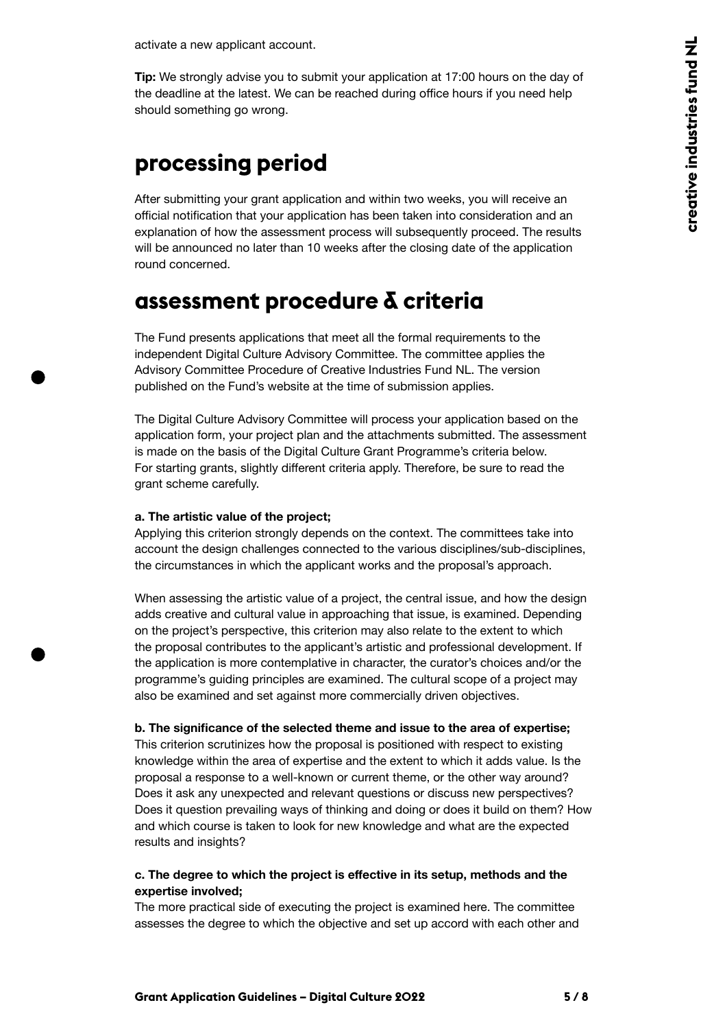activate a new applicant account.

**Tip:** We strongly advise you to submit your application at 17:00 hours on the day of the deadline at the latest. We can be reached during office hours if you need help should something go wrong.

## processing period

After submitting your grant application and within two weeks, you will receive an official notification that your application has been taken into consideration and an explanation of how the assessment process will subsequently proceed. The results will be announced no later than 10 weeks after the closing date of the application round concerned.

## assessment procedure & criteria

The Fund presents applications that meet all the formal requirements to the independent Digital Culture Advisory Committee. The committee applies the Advisory Committee Procedure of Creative Industries Fund NL. The version published on the Fund's website at the time of submission applies.

The Digital Culture Advisory Committee will process your application based on the application form, your project plan and the attachments submitted. The assessment is made on the basis of the Digital Culture Grant Programme's criteria below. For starting grants, slightly different criteria apply. Therefore, be sure to read the grant scheme carefully.

**a. The artistic value of the project;**
Applying this criterion strongly depends on the context. The committees take into account the design challenges connected to the various disciplines/sub-disciplines, the circumstances in which the applicant works and the proposal's approach.

When assessing the artistic value of a project, the central issue, and how the design adds creative and cultural value in approaching that issue, is examined. Depending on the project's perspective, this criterion may also relate to the extent to which the proposal contributes to the applicant's artistic and professional development. If the application is more contemplative in character, the curator's choices and/or the programme's guiding principles are examined. The cultural scope of a project may also be examined and set against more commercially driven objectives.

**b. The significance of the selected theme and issue to the area of expertise;**
This criterion scrutinizes how the proposal is positioned with respect to existing knowledge within the area of expertise and the extent to which it adds value. Is the proposal a response to a well-known or current theme, or the other way around? Does it ask any unexpected and relevant questions or discuss new perspectives? Does it question prevailing ways of thinking and doing or does it build on them? How and which course is taken to look for new knowledge and what are the expected results and insights?

**c. The degree to which the project is effective in its setup, methods and the expertise involved;**
The more practical side of executing the project is examined here. The committee assesses the degree to which the objective and set up accord with each other and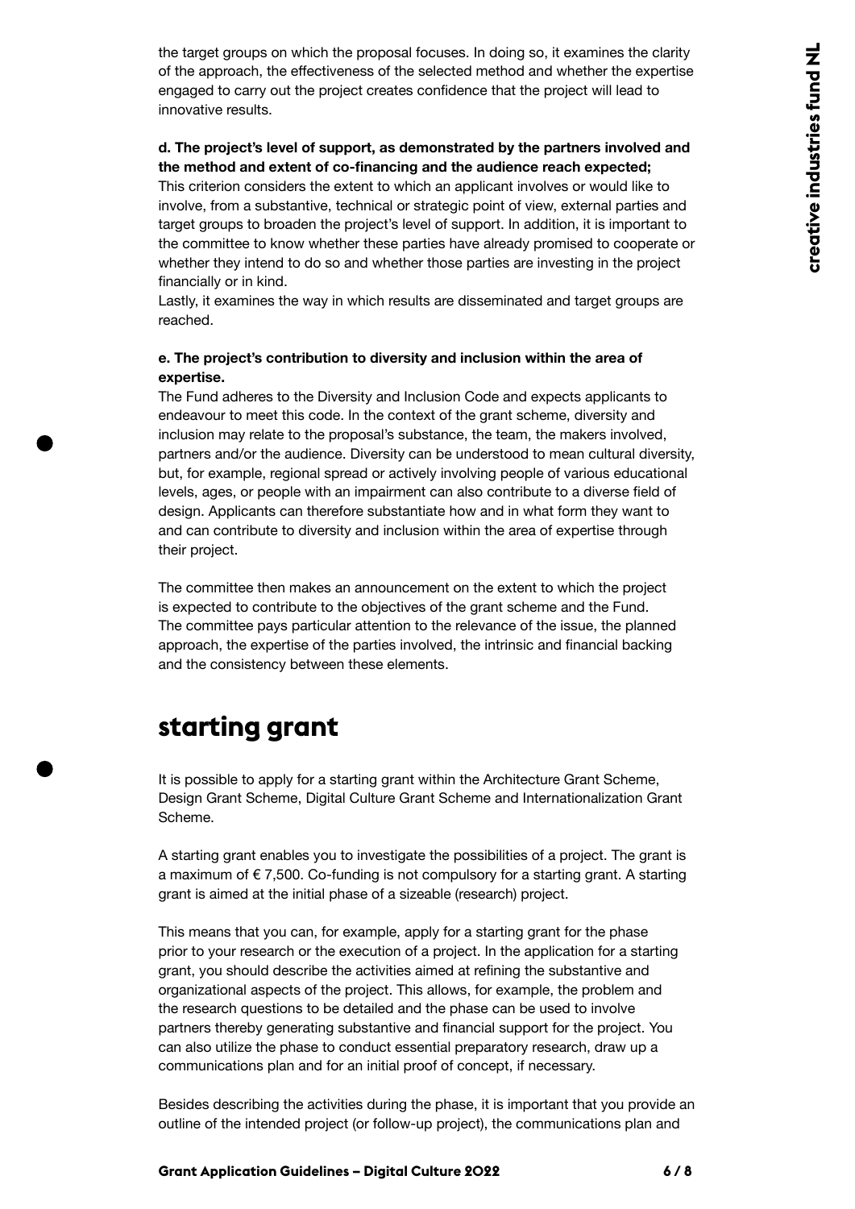the target groups on which the proposal focuses. In doing so, it examines the clarity of the approach, the effectiveness of the selected method and whether the expertise engaged to carry out the project creates confidence that the project will lead to innovative results.

**d. The project's level of support, as demonstrated by the partners involved and the method and extent of co-financing and the audience reach expected;**
This criterion considers the extent to which an applicant involves or would like to involve, from a substantive, technical or strategic point of view, external parties and target groups to broaden the project's level of support. In addition, it is important to the committee to know whether these parties have already promised to cooperate or whether they intend to do so and whether those parties are investing in the project financially or in kind.
Lastly, it examines the way in which results are disseminated and target groups are reached.

**e. The project's contribution to diversity and inclusion within the area of expertise.**
The Fund adheres to the Diversity and Inclusion Code and expects applicants to endeavour to meet this code. In the context of the grant scheme, diversity and inclusion may relate to the proposal's substance, the team, the makers involved, partners and/or the audience. Diversity can be understood to mean cultural diversity, but, for example, regional spread or actively involving people of various educational levels, ages, or people with an impairment can also contribute to a diverse field of design. Applicants can therefore substantiate how and in what form they want to and can contribute to diversity and inclusion within the area of expertise through their project.

The committee then makes an announcement on the extent to which the project is expected to contribute to the objectives of the grant scheme and the Fund. The committee pays particular attention to the relevance of the issue, the planned approach, the expertise of the parties involved, the intrinsic and financial backing and the consistency between these elements.

## starting grant

It is possible to apply for a starting grant within the Architecture Grant Scheme, Design Grant Scheme, Digital Culture Grant Scheme and Internationalization Grant Scheme.

A starting grant enables you to investigate the possibilities of a project. The grant is a maximum of € 7,500. Co-funding is not compulsory for a starting grant. A starting grant is aimed at the initial phase of a sizeable (research) project.

This means that you can, for example, apply for a starting grant for the phase prior to your research or the execution of a project. In the application for a starting grant, you should describe the activities aimed at refining the substantive and organizational aspects of the project. This allows, for example, the problem and the research questions to be detailed and the phase can be used to involve partners thereby generating substantive and financial support for the project. You can also utilize the phase to conduct essential preparatory research, draw up a communications plan and for an initial proof of concept, if necessary.

Besides describing the activities during the phase, it is important that you provide an outline of the intended project (or follow-up project), the communications plan and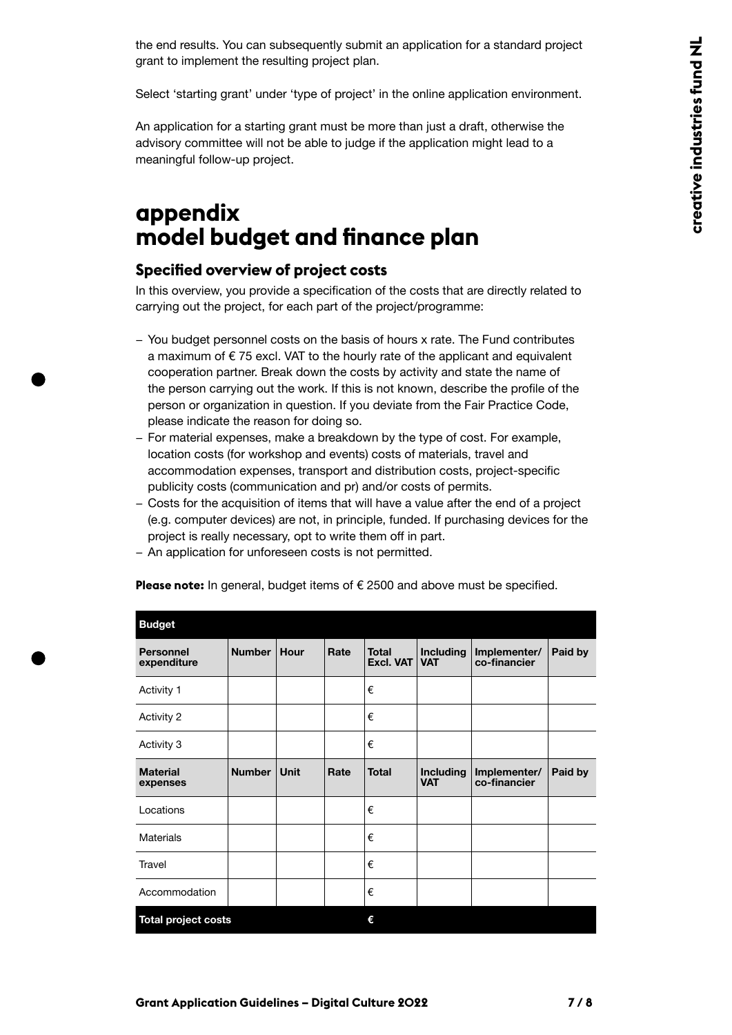the end results. You can subsequently submit an application for a standard project grant to implement the resulting project plan.

Select 'starting grant' under 'type of project' in the online application environment.

An application for a starting grant must be more than just a draft, otherwise the advisory committee will not be able to judge if the application might lead to a meaningful follow-up project.

# appendix
# model budget and finance plan

## Specified overview of project costs

In this overview, you provide a specification of the costs that are directly related to carrying out the project, for each part of the project/programme:

- You budget personnel costs on the basis of hours x rate. The Fund contributes a maximum of € 75 excl. VAT to the hourly rate of the applicant and equivalent cooperation partner. Break down the costs by activity and state the name of the person carrying out the work. If this is not known, describe the profile of the person or organization in question. If you deviate from the Fair Practice Code, please indicate the reason for doing so.
- For material expenses, make a breakdown by the type of cost. For example, location costs (for workshop and events) costs of materials, travel and accommodation expenses, transport and distribution costs, project-specific publicity costs (communication and pr) and/or costs of permits.
- Costs for the acquisition of items that will have a value after the end of a project (e.g. computer devices) are not, in principle, funded. If purchasing devices for the project is really necessary, opt to write them off in part.
- An application for unforeseen costs is not permitted.

**Please note:** In general, budget items of € 2500 and above must be specified.

| Budget | | | | | | | |
|---|---|---|---|---|---|---|---|
| **Personnel expenditure** | **Number** | **Hour** | **Rate** | **Total Excl. VAT** | **Including VAT** | **Implementer/ co-financier** | **Paid by** |
| Activity 1 | | | | € | | | |
| Activity 2 | | | | € | | | |
| Activity 3 | | | | € | | | |
| **Material expenses** | **Number** | **Unit** | **Rate** | **Total** | **Including VAT** | **Implementer/ co-financier** | **Paid by** |
| Locations | | | | € | | | |
| Materials | | | | € | | | |
| Travel | | | | € | | | |
| Accommodation | | | | € | | | |
| **Total project costs** | | | | **€** | | | |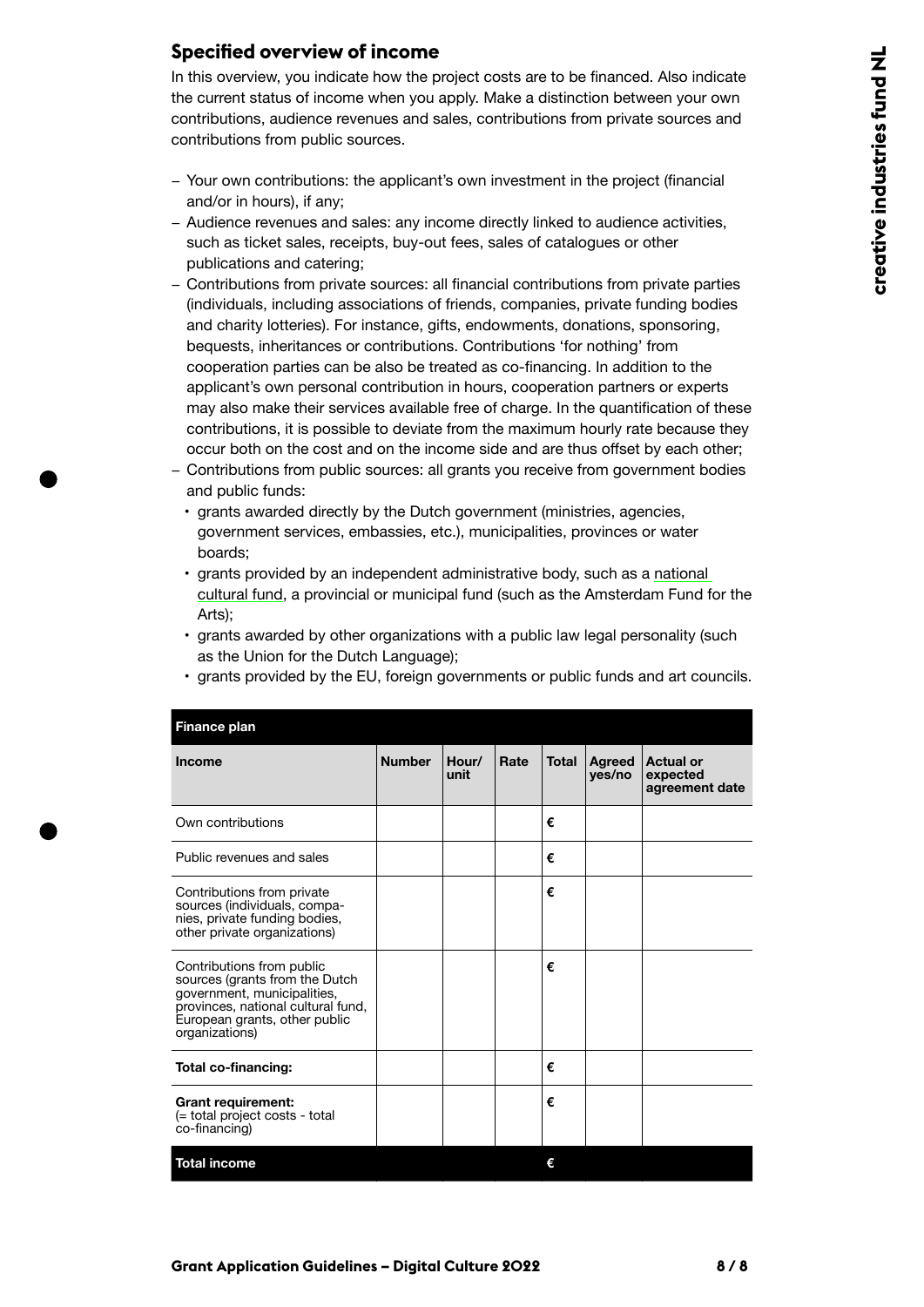## Specified overview of income

In this overview, you indicate how the project costs are to be financed. Also indicate the current status of income when you apply. Make a distinction between your own contributions, audience revenues and sales, contributions from private sources and contributions from public sources.

- Your own contributions: the applicant's own investment in the project (financial and/or in hours), if any;
- Audience revenues and sales: any income directly linked to audience activities, such as ticket sales, receipts, buy-out fees, sales of catalogues or other publications and catering;
- Contributions from private sources: all financial contributions from private parties (individuals, including associations of friends, companies, private funding bodies and charity lotteries). For instance, gifts, endowments, donations, sponsoring, bequests, inheritances or contributions. Contributions 'for nothing' from cooperation parties can be also be treated as co-financing. In addition to the applicant's own personal contribution in hours, cooperation partners or experts may also make their services available free of charge. In the quantification of these contributions, it is possible to deviate from the maximum hourly rate because they occur both on the cost and on the income side and are thus offset by each other;
- Contributions from public sources: all grants you receive from government bodies and public funds:
  - grants awarded directly by the Dutch government (ministries, agencies, government services, embassies, etc.), municipalities, provinces or water boards;
  - grants provided by an independent administrative body, such as a national cultural fund, a provincial or municipal fund (such as the Amsterdam Fund for the Arts);
  - grants awarded by other organizations with a public law legal personality (such as the Union for the Dutch Language);
  - grants provided by the EU, foreign governments or public funds and art councils.

| Finance plan | | | | | | |
|---|---|---|---|---|---|---|
| **Income** | **Number** | **Hour/ unit** | **Rate** | **Total** | **Agreed yes/no** | **Actual or expected agreement date** |
| Own contributions | | | | € | | |
| Public revenues and sales | | | | € | | |
| Contributions from private sources (individuals, companies, private funding bodies, other private organizations) | | | | € | | |
| Contributions from public sources (grants from the Dutch government, municipalities, provinces, national cultural fund, European grants, other public organizations) | | | | € | | |
| **Total co-financing:** | | | | € | | |
| **Grant requirement:** (= total project costs - total co-financing) | | | | € | | |
| **Total income** | | | | € | | |